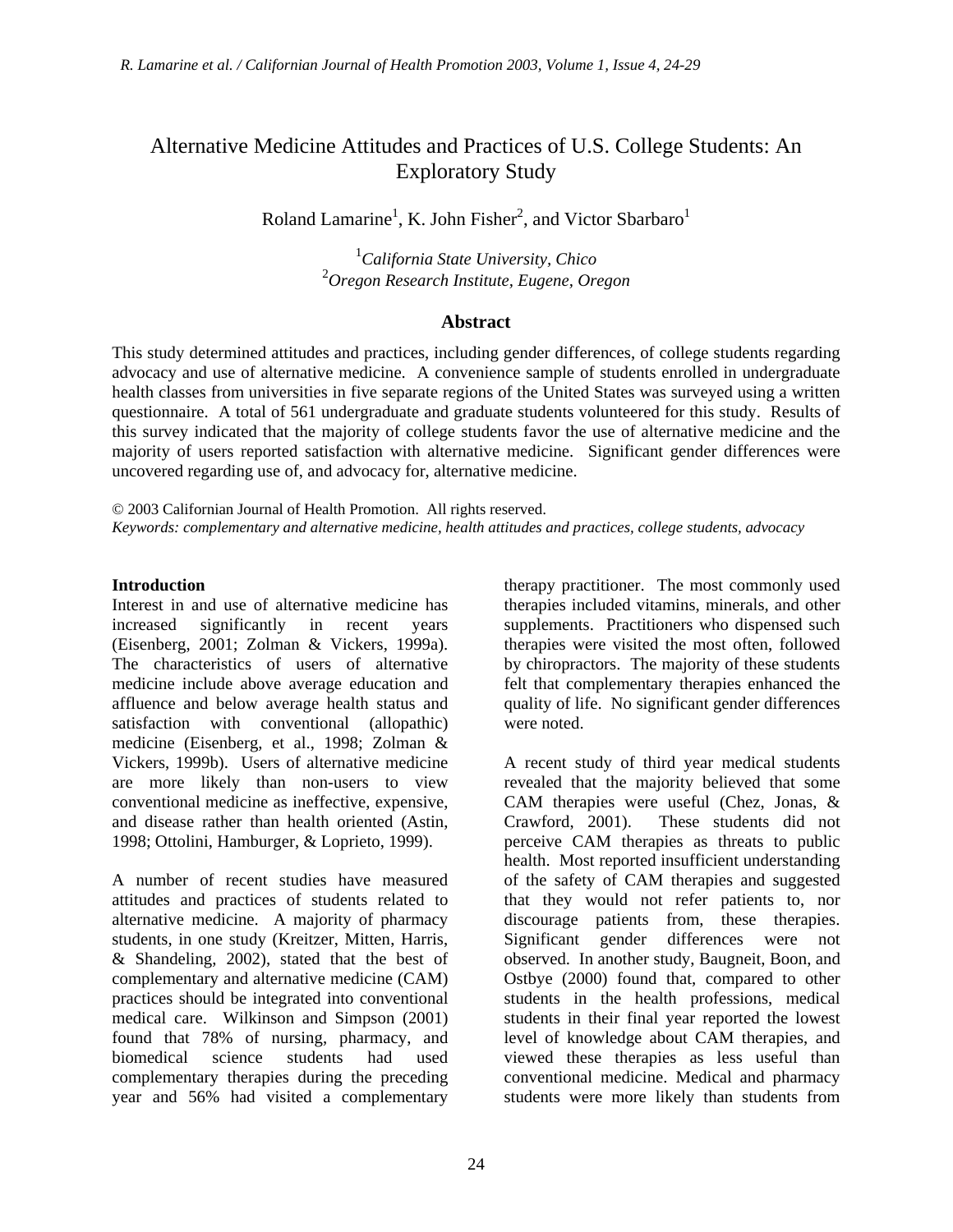# Alternative Medicine Attitudes and Practices of U.S. College Students: An Exploratory Study

Roland Lamarine[1], K. John Fisher[2], and Victor Sbarbaro[1]

[1]*California State University, Chico*
[2]*Oregon Research Institute, Eugene, Oregon*

## Abstract

This study determined attitudes and practices, including gender differences, of college students regarding advocacy and use of alternative medicine. A convenience sample of students enrolled in undergraduate health classes from universities in five separate regions of the United States was surveyed using a written questionnaire. A total of 561 undergraduate and graduate students volunteered for this study. Results of this survey indicated that the majority of college students favor the use of alternative medicine and the majority of users reported satisfaction with alternative medicine. Significant gender differences were uncovered regarding use of, and advocacy for, alternative medicine.

© 2003 Californian Journal of Health Promotion. All rights reserved.
*Keywords: complementary and alternative medicine, health attitudes and practices, college students, advocacy*

### Introduction

Interest in and use of alternative medicine has increased significantly in recent years (Eisenberg, 2001; Zolman & Vickers, 1999a). The characteristics of users of alternative medicine include above average education and affluence and below average health status and satisfaction with conventional (allopathic) medicine (Eisenberg, et al., 1998; Zolman & Vickers, 1999b). Users of alternative medicine are more likely than non-users to view conventional medicine as ineffective, expensive, and disease rather than health oriented (Astin, 1998; Ottolini, Hamburger, & Loprieto, 1999).

A number of recent studies have measured attitudes and practices of students related to alternative medicine. A majority of pharmacy students, in one study (Kreitzer, Mitten, Harris, & Shandeling, 2002), stated that the best of complementary and alternative medicine (CAM) practices should be integrated into conventional medical care. Wilkinson and Simpson (2001) found that 78% of nursing, pharmacy, and biomedical science students had used complementary therapies during the preceding year and 56% had visited a complementary therapy practitioner. The most commonly used therapies included vitamins, minerals, and other supplements. Practitioners who dispensed such therapies were visited the most often, followed by chiropractors. The majority of these students felt that complementary therapies enhanced the quality of life. No significant gender differences were noted.

A recent study of third year medical students revealed that the majority believed that some CAM therapies were useful (Chez, Jonas, & Crawford, 2001). These students did not perceive CAM therapies as threats to public health. Most reported insufficient understanding of the safety of CAM therapies and suggested that they would not refer patients to, nor discourage patients from, these therapies. Significant gender differences were not observed. In another study, Baugneit, Boon, and Ostbye (2000) found that, compared to other students in the health professions, medical students in their final year reported the lowest level of knowledge about CAM therapies, and viewed these therapies as less useful than conventional medicine. Medical and pharmacy students were more likely than students from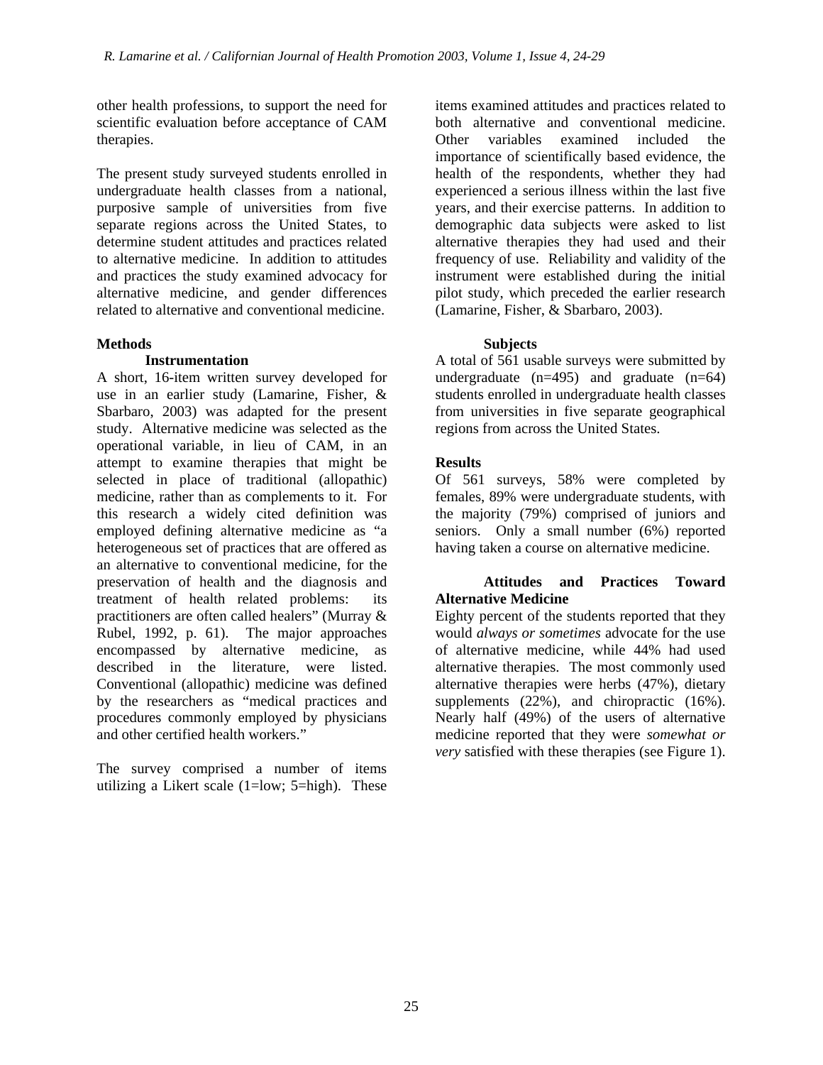other health professions, to support the need for scientific evaluation before acceptance of CAM therapies.

The present study surveyed students enrolled in undergraduate health classes from a national, purposive sample of universities from five separate regions across the United States, to determine student attitudes and practices related to alternative medicine. In addition to attitudes and practices the study examined advocacy for alternative medicine, and gender differences related to alternative and conventional medicine.

## Methods

### Instrumentation

A short, 16-item written survey developed for use in an earlier study (Lamarine, Fisher, & Sbarbaro, 2003) was adapted for the present study. Alternative medicine was selected as the operational variable, in lieu of CAM, in an attempt to examine therapies that might be selected in place of traditional (allopathic) medicine, rather than as complements to it. For this research a widely cited definition was employed defining alternative medicine as "a heterogeneous set of practices that are offered as an alternative to conventional medicine, for the preservation of health and the diagnosis and treatment of health related problems: its practitioners are often called healers" (Murray & Rubel, 1992, p. 61). The major approaches encompassed by alternative medicine, as described in the literature, were listed. Conventional (allopathic) medicine was defined by the researchers as "medical practices and procedures commonly employed by physicians and other certified health workers."

The survey comprised a number of items utilizing a Likert scale (1=low; 5=high). These items examined attitudes and practices related to both alternative and conventional medicine. Other variables examined included the importance of scientifically based evidence, the health of the respondents, whether they had experienced a serious illness within the last five years, and their exercise patterns. In addition to demographic data subjects were asked to list alternative therapies they had used and their frequency of use. Reliability and validity of the instrument were established during the initial pilot study, which preceded the earlier research (Lamarine, Fisher, & Sbarbaro, 2003).

### Subjects

A total of 561 usable surveys were submitted by undergraduate (n=495) and graduate (n=64) students enrolled in undergraduate health classes from universities in five separate geographical regions from across the United States.

## Results

Of 561 surveys, 58% were completed by females, 89% were undergraduate students, with the majority (79%) comprised of juniors and seniors. Only a small number (6%) reported having taken a course on alternative medicine.

### Attitudes and Practices Toward Alternative Medicine

Eighty percent of the students reported that they would *always or sometimes* advocate for the use of alternative medicine, while 44% had used alternative therapies. The most commonly used alternative therapies were herbs (47%), dietary supplements (22%), and chiropractic (16%). Nearly half (49%) of the users of alternative medicine reported that they were *somewhat or very* satisfied with these therapies (see Figure 1).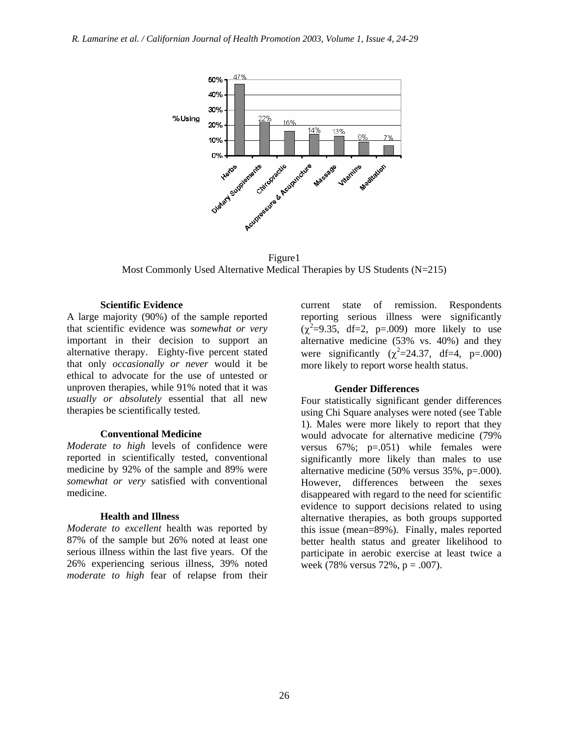Figure1
Most Commonly Used Alternative Medical Therapies by US Students (N=215)

### Scientific Evidence

A large majority (90%) of the sample reported that scientific evidence was *somewhat or very* important in their decision to support an alternative therapy. Eighty-five percent stated that only *occasionally or never* would it be ethical to advocate for the use of untested or unproven therapies, while 91% noted that it was *usually or absolutely* essential that all new therapies be scientifically tested.

### Conventional Medicine

*Moderate to high* levels of confidence were reported in scientifically tested, conventional medicine by 92% of the sample and 89% were *somewhat or very* satisfied with conventional medicine.

### Health and Illness

*Moderate to excellent* health was reported by 87% of the sample but 26% noted at least one serious illness within the last five years. Of the 26% experiencing serious illness, 39% noted *moderate to high* fear of relapse from their current state of remission. Respondents reporting serious illness were significantly ($\chi^2$=9.35, df=2, p=.009) more likely to use alternative medicine (53% vs. 40%) and they were significantly ($\chi^2$=24.37, df=4, p=.000) more likely to report worse health status.

### Gender Differences

Four statistically significant gender differences using Chi Square analyses were noted (see Table 1). Males were more likely to report that they would advocate for alternative medicine (79% versus 67%; p=.051) while females were significantly more likely than males to use alternative medicine (50% versus 35%, p=.000). However, differences between the sexes disappeared with regard to the need for scientific evidence to support decisions related to using alternative therapies, as both groups supported this issue (mean=89%). Finally, males reported better health status and greater likelihood to participate in aerobic exercise at least twice a week (78% versus 72%, p = .007).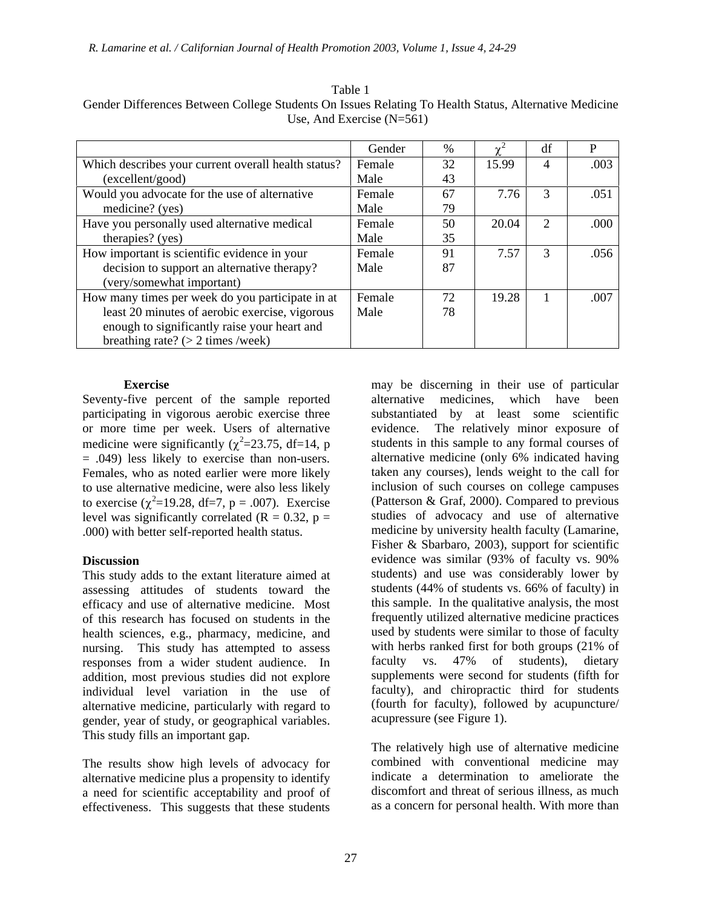Table 1
Gender Differences Between College Students On Issues Relating To Health Status, Alternative Medicine Use, And Exercise (N=561)

| | Gender | % | $\chi^2$ | df | P |
|---|---|---|---|---|---|
| Which describes your current overall health status? (excellent/good) | Female<br>Male | 32<br>43 | 15.99 | 4 | .003 |
| Would you advocate for the use of alternative medicine? (yes) | Female<br>Male | 67<br>79 | 7.76 | 3 | .051 |
| Have you personally used alternative medical therapies? (yes) | Female<br>Male | 50<br>35 | 20.04 | 2 | .000 |
| How important is scientific evidence in your decision to support an alternative therapy? (very/somewhat important) | Female<br>Male | 91<br>87 | 7.57 | 3 | .056 |
| How many times per week do you participate in at least 20 minutes of aerobic exercise, vigorous enough to significantly raise your heart and breathing rate? (> 2 times /week) | Female<br>Male | 72<br>78 | 19.28 | 1 | .007 |

**Exercise**

Seventy-five percent of the sample reported participating in vigorous aerobic exercise three or more time per week. Users of alternative medicine were significantly ($\chi^2$=23.75, df=14, p = .049) less likely to exercise than non-users. Females, who as noted earlier were more likely to use alternative medicine, were also less likely to exercise ($\chi^2$=19.28, df=7, p = .007). Exercise level was significantly correlated (R = 0.32, p = .000) with better self-reported health status.

**Discussion**

This study adds to the extant literature aimed at assessing attitudes of students toward the efficacy and use of alternative medicine. Most of this research has focused on students in the health sciences, e.g., pharmacy, medicine, and nursing. This study has attempted to assess responses from a wider student audience. In addition, most previous studies did not explore individual level variation in the use of alternative medicine, particularly with regard to gender, year of study, or geographical variables. This study fills an important gap.

The results show high levels of advocacy for alternative medicine plus a propensity to identify a need for scientific acceptability and proof of effectiveness. This suggests that these students may be discerning in their use of particular alternative medicines, which have been substantiated by at least some scientific evidence. The relatively minor exposure of students in this sample to any formal courses of alternative medicine (only 6% indicated having taken any courses), lends weight to the call for inclusion of such courses on college campuses (Patterson & Graf, 2000). Compared to previous studies of advocacy and use of alternative medicine by university health faculty (Lamarine, Fisher & Sbarbaro, 2003), support for scientific evidence was similar (93% of faculty vs. 90% students) and use was considerably lower by students (44% of students vs. 66% of faculty) in this sample. In the qualitative analysis, the most frequently utilized alternative medicine practices used by students were similar to those of faculty with herbs ranked first for both groups (21% of faculty vs. 47% of students), dietary supplements were second for students (fifth for faculty), and chiropractic third for students (fourth for faculty), followed by acupuncture/ acupressure (see Figure 1).

The relatively high use of alternative medicine combined with conventional medicine may indicate a determination to ameliorate the discomfort and threat of serious illness, as much as a concern for personal health. With more than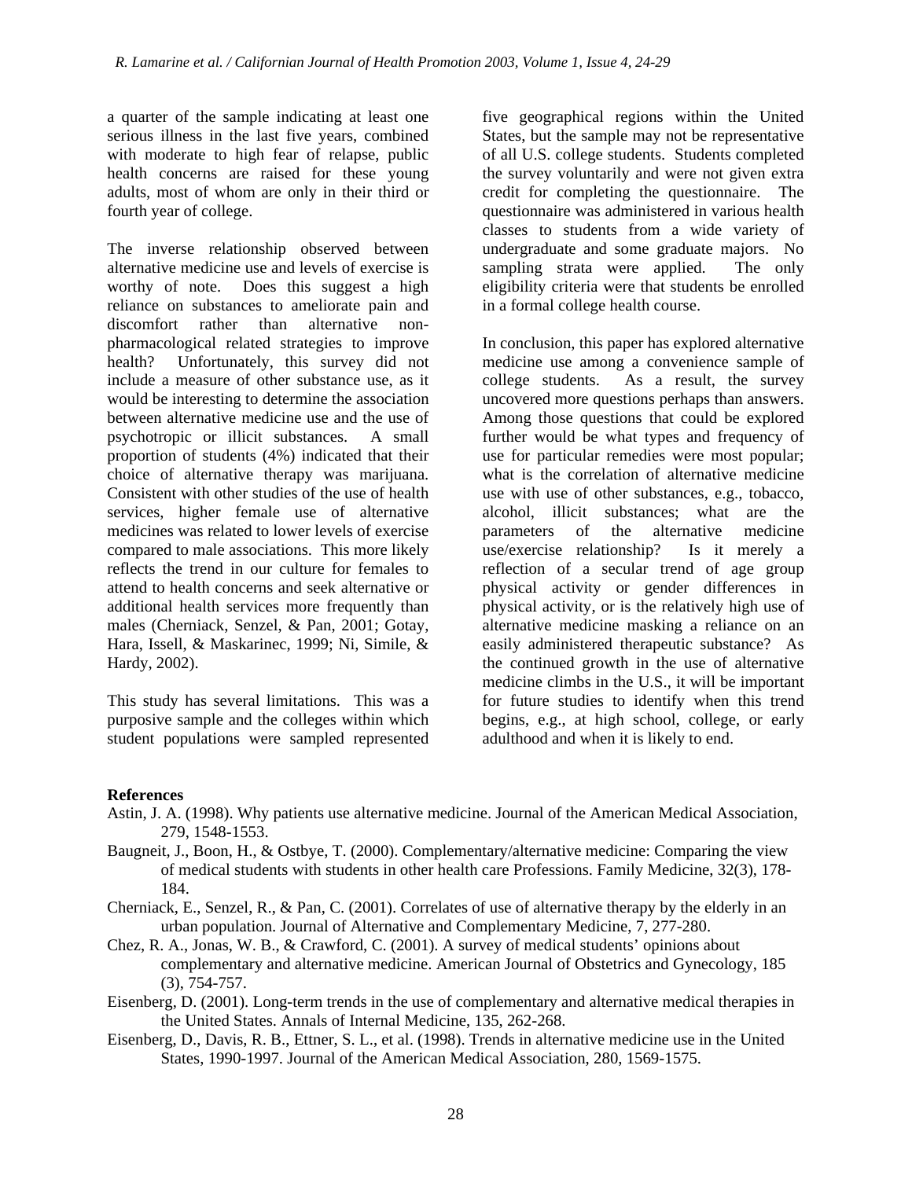a quarter of the sample indicating at least one serious illness in the last five years, combined with moderate to high fear of relapse, public health concerns are raised for these young adults, most of whom are only in their third or fourth year of college.

The inverse relationship observed between alternative medicine use and levels of exercise is worthy of note. Does this suggest a high reliance on substances to ameliorate pain and discomfort rather than alternative non-pharmacological related strategies to improve health? Unfortunately, this survey did not include a measure of other substance use, as it would be interesting to determine the association between alternative medicine use and the use of psychotropic or illicit substances. A small proportion of students (4%) indicated that their choice of alternative therapy was marijuana. Consistent with other studies of the use of health services, higher female use of alternative medicines was related to lower levels of exercise compared to male associations. This more likely reflects the trend in our culture for females to attend to health concerns and seek alternative or additional health services more frequently than males (Cherniack, Senzel, & Pan, 2001; Gotay, Hara, Issell, & Maskarinec, 1999; Ni, Simile, & Hardy, 2002).

This study has several limitations. This was a purposive sample and the colleges within which student populations were sampled represented five geographical regions within the United States, but the sample may not be representative of all U.S. college students. Students completed the survey voluntarily and were not given extra credit for completing the questionnaire. The questionnaire was administered in various health classes to students from a wide variety of undergraduate and some graduate majors. No sampling strata were applied. The only eligibility criteria were that students be enrolled in a formal college health course.

In conclusion, this paper has explored alternative medicine use among a convenience sample of college students. As a result, the survey uncovered more questions perhaps than answers. Among those questions that could be explored further would be what types and frequency of use for particular remedies were most popular; what is the correlation of alternative medicine use with use of other substances, e.g., tobacco, alcohol, illicit substances; what are the parameters of the alternative medicine use/exercise relationship? Is it merely a reflection of a secular trend of age group physical activity or gender differences in physical activity, or is the relatively high use of alternative medicine masking a reliance on an easily administered therapeutic substance? As the continued growth in the use of alternative medicine climbs in the U.S., it will be important for future studies to identify when this trend begins, e.g., at high school, college, or early adulthood and when it is likely to end.

**References**

Astin, J. A. (1998). Why patients use alternative medicine. Journal of the American Medical Association, 279, 1548-1553.

Baugneit, J., Boon, H., & Ostbye, T. (2000). Complementary/alternative medicine: Comparing the view of medical students with students in other health care Professions. Family Medicine, 32(3), 178-184.

Cherniack, E., Senzel, R., & Pan, C. (2001). Correlates of use of alternative therapy by the elderly in an urban population. Journal of Alternative and Complementary Medicine, 7, 277-280.

Chez, R. A., Jonas, W. B., & Crawford, C. (2001). A survey of medical students' opinions about complementary and alternative medicine. American Journal of Obstetrics and Gynecology, 185 (3), 754-757.

Eisenberg, D. (2001). Long-term trends in the use of complementary and alternative medical therapies in the United States. Annals of Internal Medicine, 135, 262-268.

Eisenberg, D., Davis, R. B., Ettner, S. L., et al. (1998). Trends in alternative medicine use in the United States, 1990-1997. Journal of the American Medical Association, 280, 1569-1575.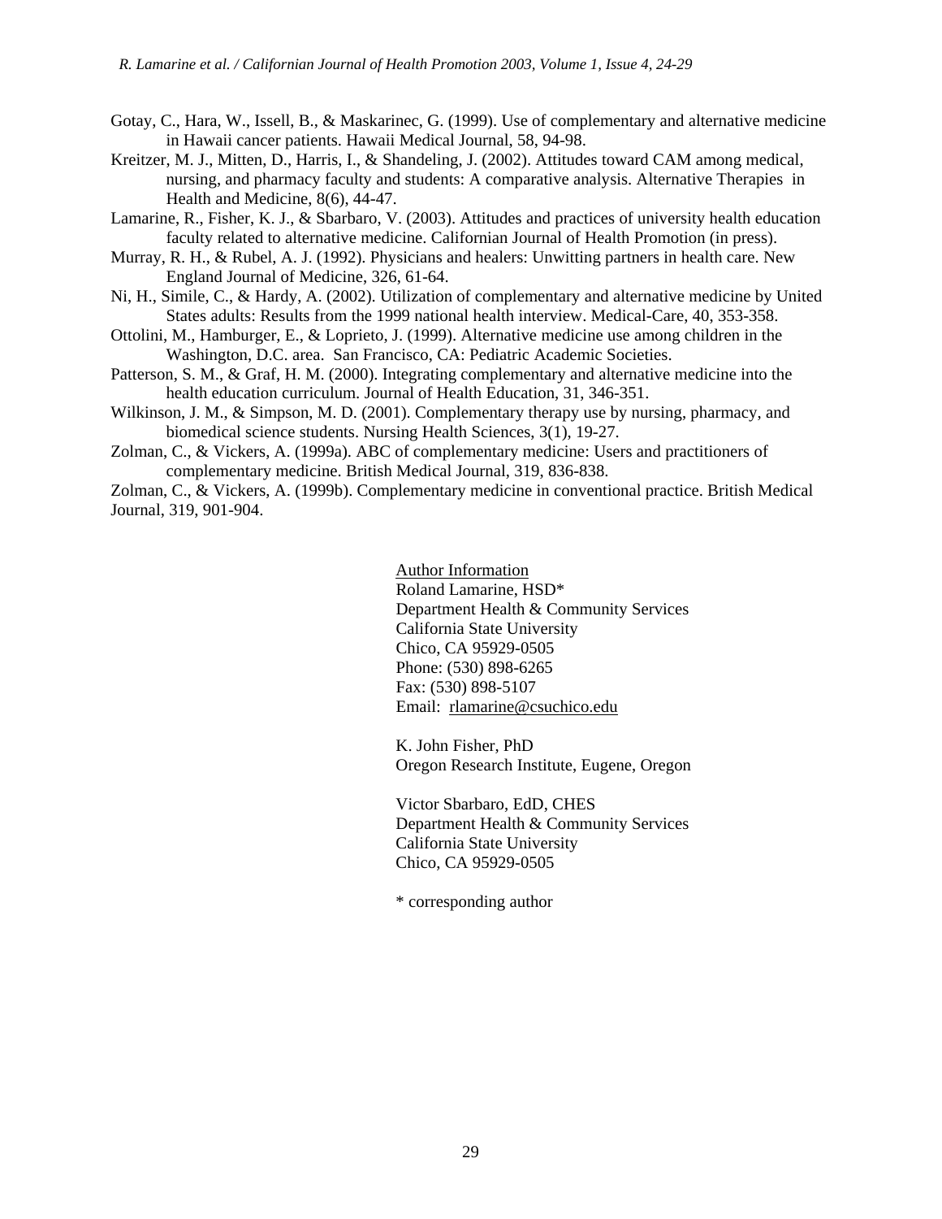Gotay, C., Hara, W., Issell, B., & Maskarinec, G. (1999). Use of complementary and alternative medicine in Hawaii cancer patients. Hawaii Medical Journal, 58, 94-98.

Kreitzer, M. J., Mitten, D., Harris, I., & Shandeling, J. (2002). Attitudes toward CAM among medical, nursing, and pharmacy faculty and students: A comparative analysis. Alternative Therapies in Health and Medicine, 8(6), 44-47.

Lamarine, R., Fisher, K. J., & Sbarbaro, V. (2003). Attitudes and practices of university health education faculty related to alternative medicine. Californian Journal of Health Promotion (in press).

Murray, R. H., & Rubel, A. J. (1992). Physicians and healers: Unwitting partners in health care. New England Journal of Medicine, 326, 61-64.

Ni, H., Simile, C., & Hardy, A. (2002). Utilization of complementary and alternative medicine by United States adults: Results from the 1999 national health interview. Medical-Care, 40, 353-358.

Ottolini, M., Hamburger, E., & Loprieto, J. (1999). Alternative medicine use among children in the Washington, D.C. area. San Francisco, CA: Pediatric Academic Societies.

Patterson, S. M., & Graf, H. M. (2000). Integrating complementary and alternative medicine into the health education curriculum. Journal of Health Education, 31, 346-351.

Wilkinson, J. M., & Simpson, M. D. (2001). Complementary therapy use by nursing, pharmacy, and biomedical science students. Nursing Health Sciences, 3(1), 19-27.

Zolman, C., & Vickers, A. (1999a). ABC of complementary medicine: Users and practitioners of complementary medicine. British Medical Journal, 319, 836-838.

Zolman, C., & Vickers, A. (1999b). Complementary medicine in conventional practice. British Medical Journal, 319, 901-904.

Author Information

Roland Lamarine, HSD*
Department Health & Community Services
California State University
Chico, CA 95929-0505
Phone: (530) 898-6265
Fax: (530) 898-5107
Email: rlamarine@csuchico.edu

K. John Fisher, PhD
Oregon Research Institute, Eugene, Oregon

Victor Sbarbaro, EdD, CHES
Department Health & Community Services
California State University
Chico, CA 95929-0505

* corresponding author